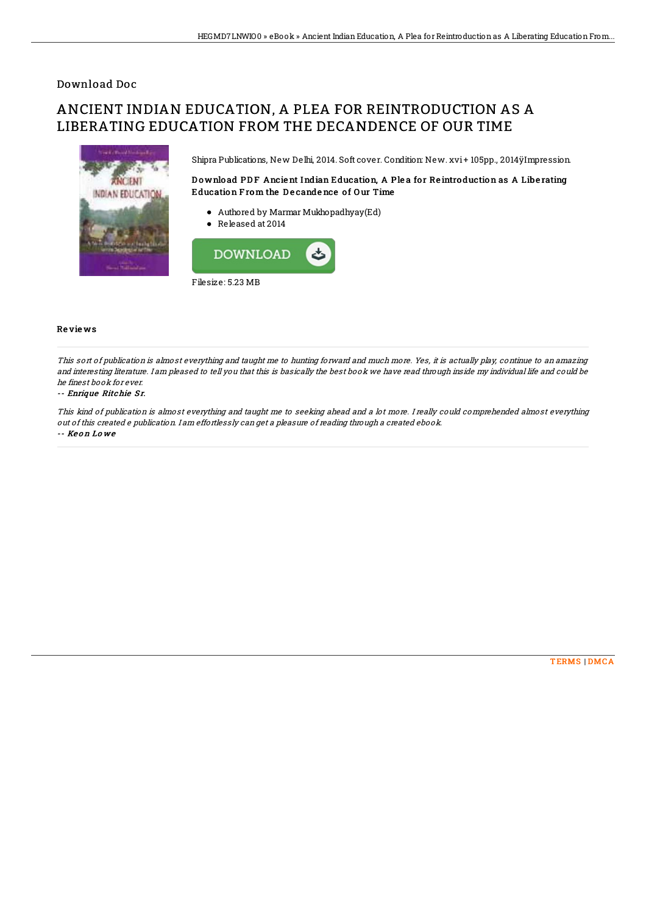Download Doc

# ANCIENT INDIAN EDUCATION, A PLEA FOR REINTRODUCTION AS A LIBERATING EDUCATION FROM THE DECANDENCE OF OUR TIME

Shipra Publications, New Delhi, 2014. Soft cover. Condition: New. xvi + 105pp., 2014ÿImpression.

**Download PDF Ancient Indian Education, A Plea for Reintroduction as A Liberating Education From the Decandence of Our Time**

- Authored by Marmar Mukhopadhyay(Ed)
- Released at 2014

DOWNLOAD

Filesize: 5.23 MB

## Reviews

*This sort of publication is almost everything and taught me to hunting forward and much more. Yes, it is actually play, continue to an amazing and interesting literature. I am pleased to tell you that this is basically the best book we have read through inside my individual life and could be he finest book for ever.*

-- ***Enrique Ritchie Sr.***

*This kind of publication is almost everything and taught me to seeking ahead and a lot more. I really could comprehended almost everything out of this created e publication. I am effortlessly can get a pleasure of reading through a created ebook.*

-- ***Keon Lowe***

TERMS | DMCA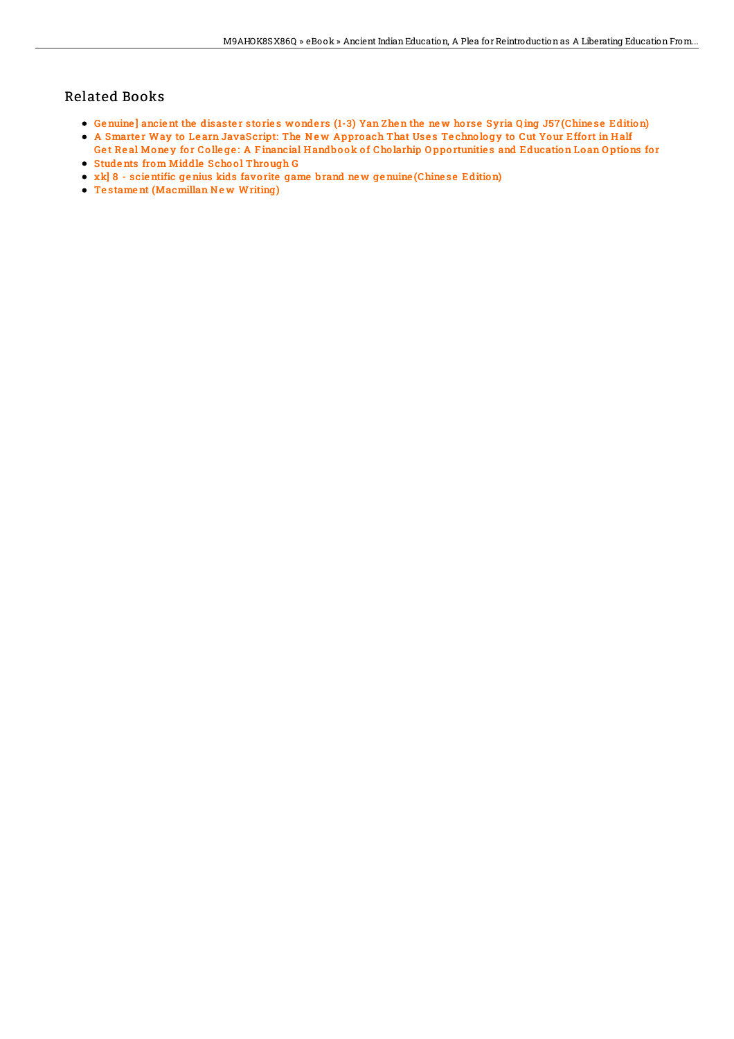## Related Books

- Genuine] ancient the disaster stories wonders (1-3) Yan Zhen the new horse Syria Qing J57(Chinese Edition)
- A Smarter Way to Learn JavaScript: The New Approach That Uses Technology to Cut Your Effort in Half
- Get Real Money for College: A Financial Handbook of Cholarhip Opportunities and Education Loan Options for Students from Middle School Through G
- xk] 8 - scientific genius kids favorite game brand new genuine(Chinese Edition)
- Testament (Macmillan New Writing)